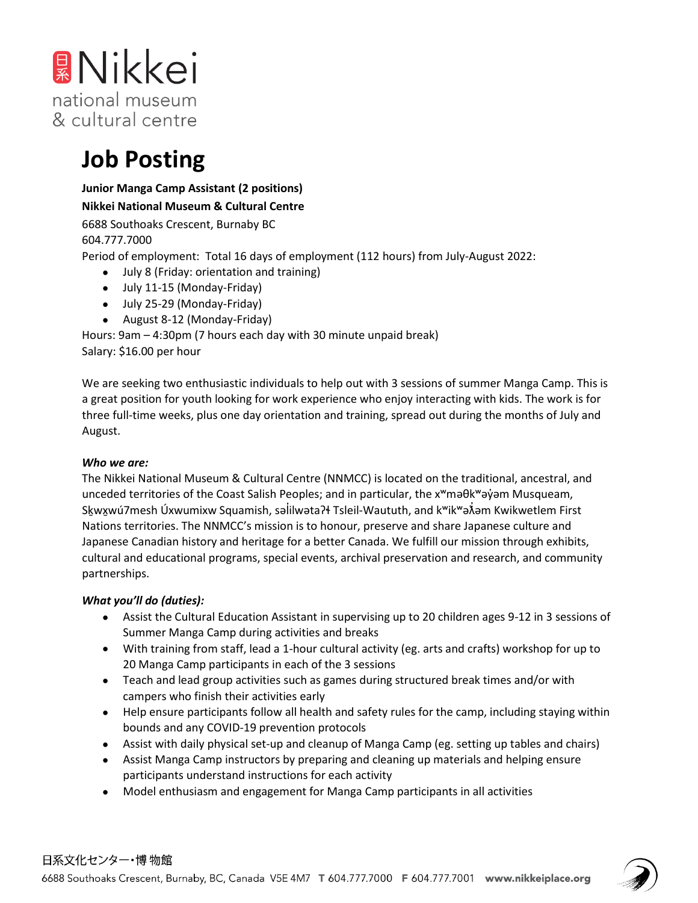日系 Nikkei national museum & cultural centre

# Job Posting

**Junior Manga Camp Assistant (2 positions)**

**Nikkei National Museum & Cultural Centre**

6688 Southoaks Crescent, Burnaby BC

604.777.7000

Period of employment: Total 16 days of employment (112 hours) from July-August 2022:

- July 8 (Friday: orientation and training)
- July 11-15 (Monday-Friday)
- July 25-29 (Monday-Friday)
- August 8-12 (Monday-Friday)

Hours: 9am – 4:30pm (7 hours each day with 30 minute unpaid break)

Salary: $16.00 per hour

We are seeking two enthusiastic individuals to help out with 3 sessions of summer Manga Camp. This is a great position for youth looking for work experience who enjoy interacting with kids. The work is for three full-time weeks, plus one day orientation and training, spread out during the months of July and August.

***Who we are:***

The Nikkei National Museum & Cultural Centre (NNMCC) is located on the traditional, ancestral, and unceded territories of the Coast Salish Peoples; and in particular, the xʷməθkʷəy̓əm Musqueam, Sḵwx̱wú7mesh Úxwumixw Squamish, səl̓ilwətaʔɬ Tsleil-Waututh, and kʷikʷəƛ̓əm Kwikwetlem First Nations territories. The NNMCC's mission is to honour, preserve and share Japanese culture and Japanese Canadian history and heritage for a better Canada. We fulfill our mission through exhibits, cultural and educational programs, special events, archival preservation and research, and community partnerships.

***What you'll do (duties):***

- Assist the Cultural Education Assistant in supervising up to 20 children ages 9-12 in 3 sessions of Summer Manga Camp during activities and breaks
- With training from staff, lead a 1-hour cultural activity (eg. arts and crafts) workshop for up to 20 Manga Camp participants in each of the 3 sessions
- Teach and lead group activities such as games during structured break times and/or with campers who finish their activities early
- Help ensure participants follow all health and safety rules for the camp, including staying within bounds and any COVID-19 prevention protocols
- Assist with daily physical set-up and cleanup of Manga Camp (eg. setting up tables and chairs)
- Assist Manga Camp instructors by preparing and cleaning up materials and helping ensure participants understand instructions for each activity
- Model enthusiasm and engagement for Manga Camp participants in all activities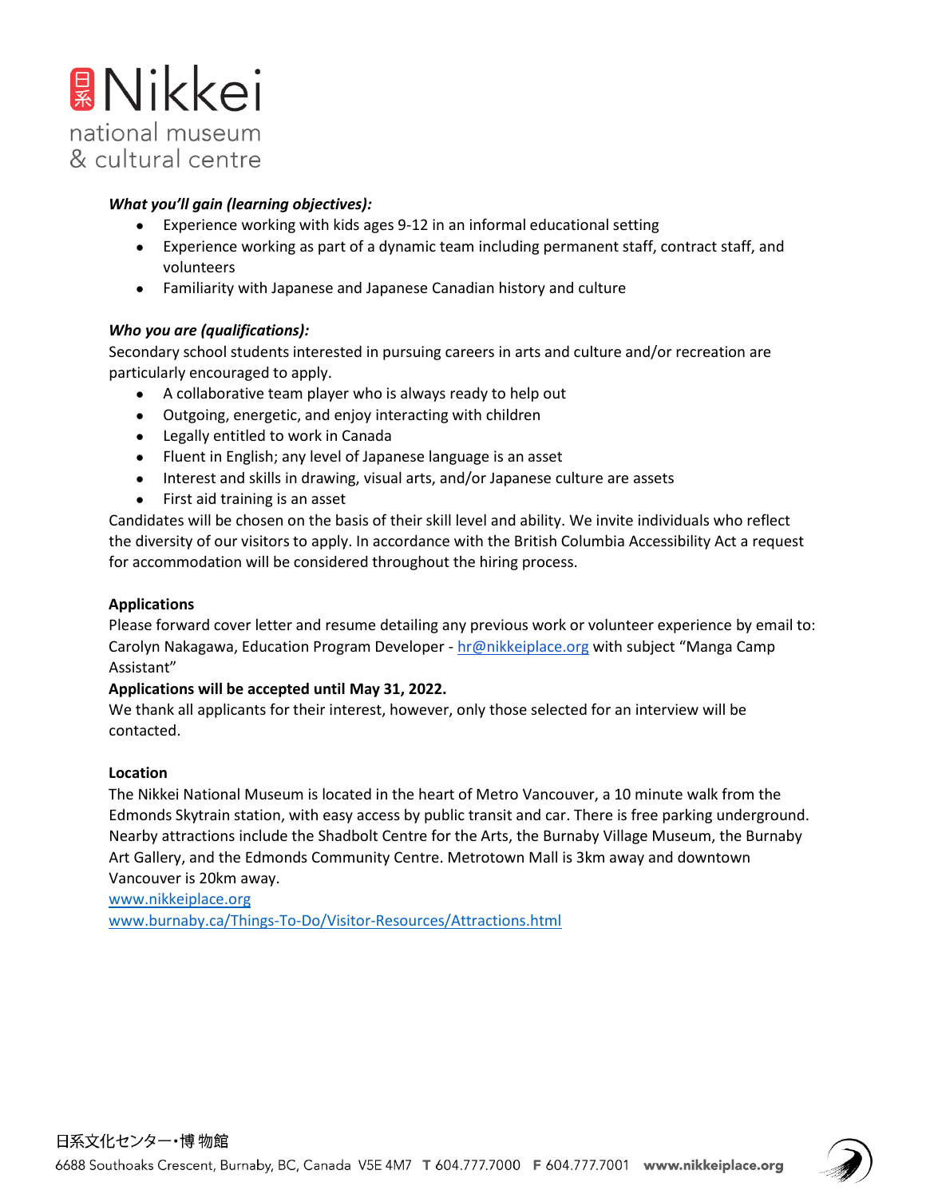***What you'll gain (learning objectives):***

- Experience working with kids ages 9-12 in an informal educational setting
- Experience working as part of a dynamic team including permanent staff, contract staff, and volunteers
- Familiarity with Japanese and Japanese Canadian history and culture

***Who you are (qualifications):***

Secondary school students interested in pursuing careers in arts and culture and/or recreation are particularly encouraged to apply.

- A collaborative team player who is always ready to help out
- Outgoing, energetic, and enjoy interacting with children
- Legally entitled to work in Canada
- Fluent in English; any level of Japanese language is an asset
- Interest and skills in drawing, visual arts, and/or Japanese culture are assets
- First aid training is an asset

Candidates will be chosen on the basis of their skill level and ability. We invite individuals who reflect the diversity of our visitors to apply. In accordance with the British Columbia Accessibility Act a request for accommodation will be considered throughout the hiring process.

**Applications**

Please forward cover letter and resume detailing any previous work or volunteer experience by email to: Carolyn Nakagawa, Education Program Developer - hr@nikkeiplace.org with subject "Manga Camp Assistant"

**Applications will be accepted until May 31, 2022.**

We thank all applicants for their interest, however, only those selected for an interview will be contacted.

**Location**

The Nikkei National Museum is located in the heart of Metro Vancouver, a 10 minute walk from the Edmonds Skytrain station, with easy access by public transit and car. There is free parking underground. Nearby attractions include the Shadbolt Centre for the Arts, the Burnaby Village Museum, the Burnaby Art Gallery, and the Edmonds Community Centre. Metrotown Mall is 3km away and downtown Vancouver is 20km away.

www.nikkeiplace.org

www.burnaby.ca/Things-To-Do/Visitor-Resources/Attractions.html